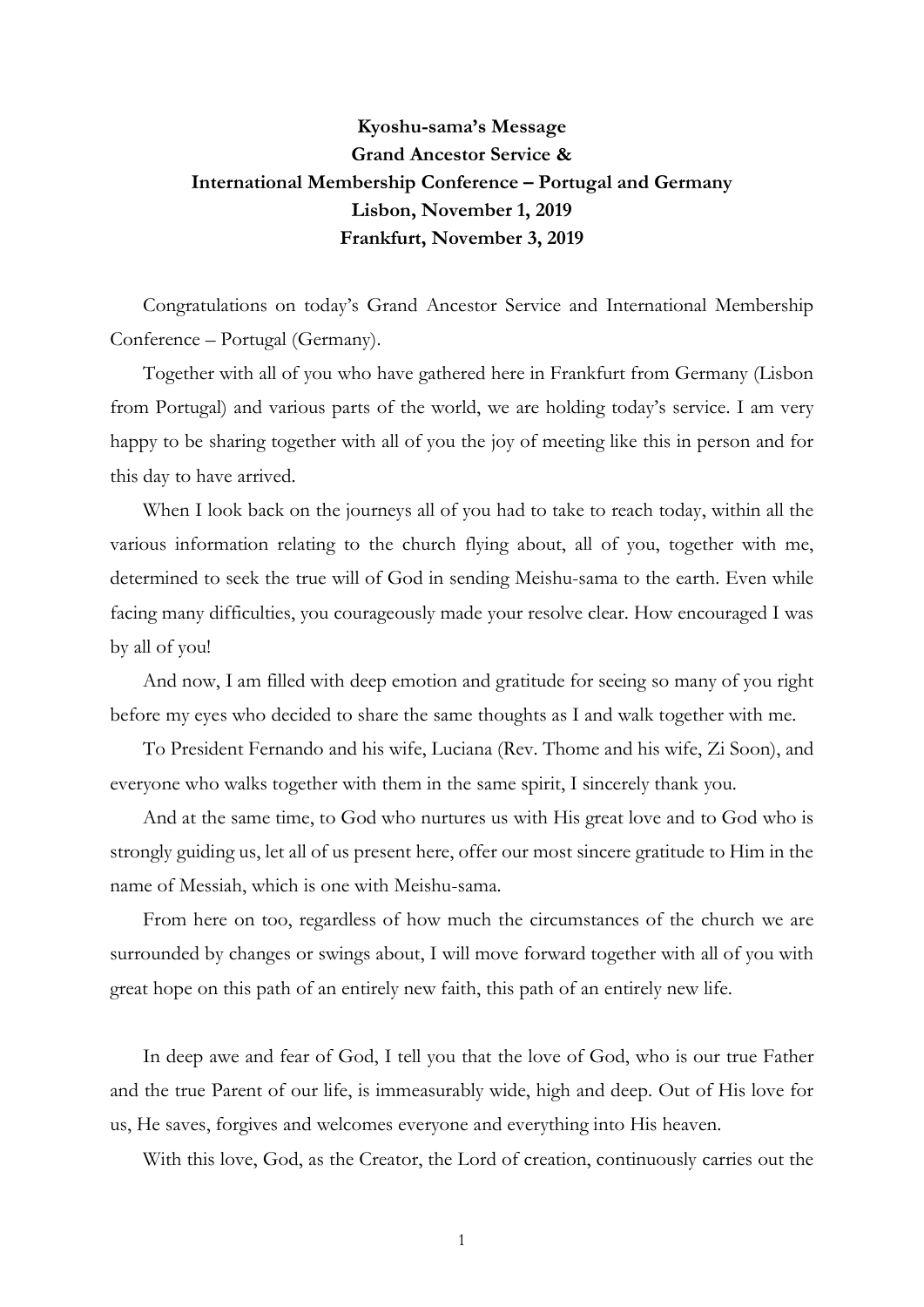**Kyoshu-sama's Message**
**Grand Ancestor Service &**
**International Membership Conference – Portugal and Germany**
**Lisbon, November 1, 2019**
**Frankfurt, November 3, 2019**

Congratulations on today's Grand Ancestor Service and International Membership Conference – Portugal (Germany).

Together with all of you who have gathered here in Frankfurt from Germany (Lisbon from Portugal) and various parts of the world, we are holding today's service. I am very happy to be sharing together with all of you the joy of meeting like this in person and for this day to have arrived.

When I look back on the journeys all of you had to take to reach today, within all the various information relating to the church flying about, all of you, together with me, determined to seek the true will of God in sending Meishu-sama to the earth. Even while facing many difficulties, you courageously made your resolve clear. How encouraged I was by all of you!

And now, I am filled with deep emotion and gratitude for seeing so many of you right before my eyes who decided to share the same thoughts as I and walk together with me.

To President Fernando and his wife, Luciana (Rev. Thome and his wife, Zi Soon), and everyone who walks together with them in the same spirit, I sincerely thank you.

And at the same time, to God who nurtures us with His great love and to God who is strongly guiding us, let all of us present here, offer our most sincere gratitude to Him in the name of Messiah, which is one with Meishu-sama.

From here on too, regardless of how much the circumstances of the church we are surrounded by changes or swings about, I will move forward together with all of you with great hope on this path of an entirely new faith, this path of an entirely new life.

In deep awe and fear of God, I tell you that the love of God, who is our true Father and the true Parent of our life, is immeasurably wide, high and deep. Out of His love for us, He saves, forgives and welcomes everyone and everything into His heaven.

With this love, God, as the Creator, the Lord of creation, continuously carries out the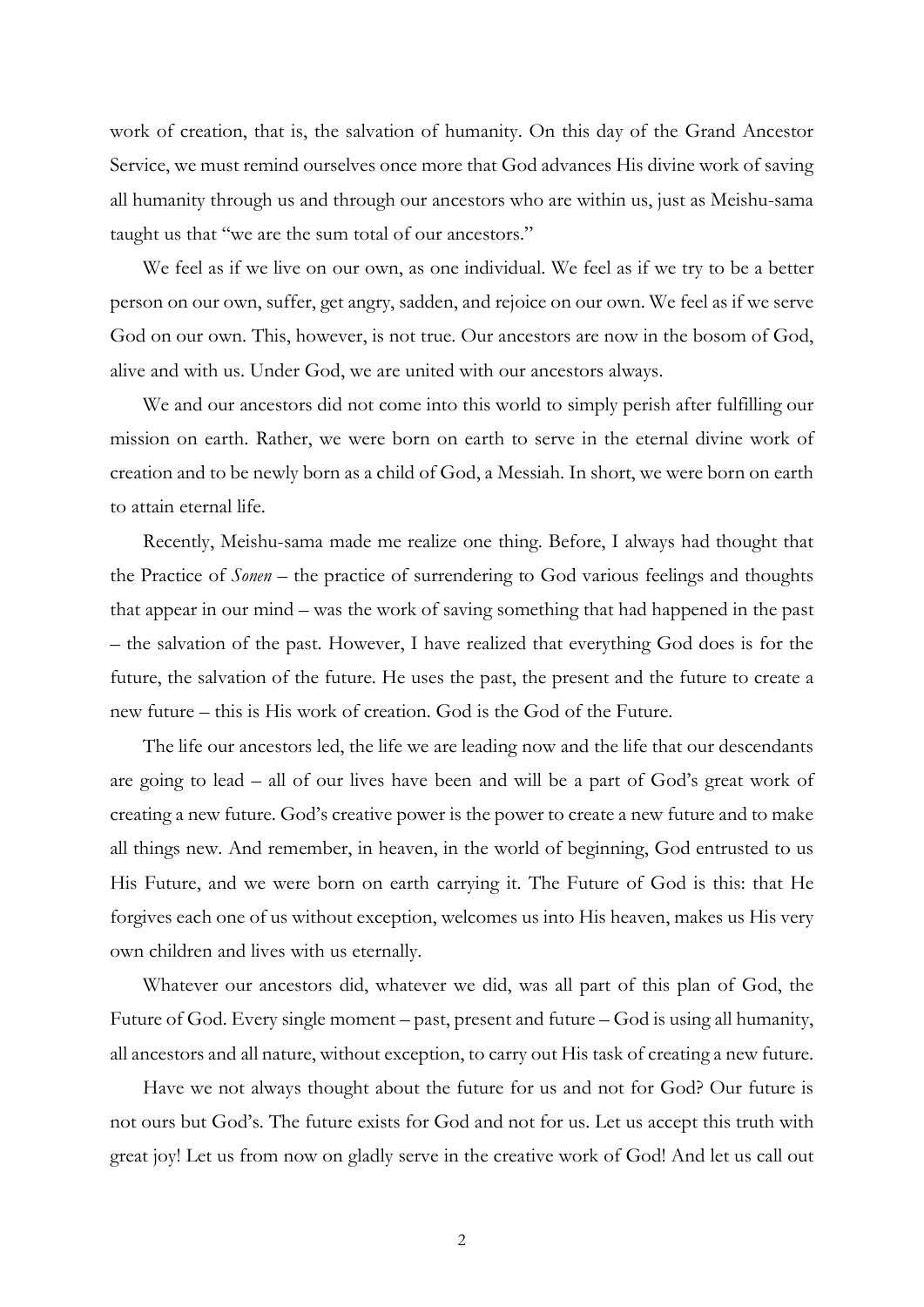work of creation, that is, the salvation of humanity. On this day of the Grand Ancestor Service, we must remind ourselves once more that God advances His divine work of saving all humanity through us and through our ancestors who are within us, just as Meishu-sama taught us that "we are the sum total of our ancestors."

We feel as if we live on our own, as one individual. We feel as if we try to be a better person on our own, suffer, get angry, sadden, and rejoice on our own. We feel as if we serve God on our own. This, however, is not true. Our ancestors are now in the bosom of God, alive and with us. Under God, we are united with our ancestors always.

We and our ancestors did not come into this world to simply perish after fulfilling our mission on earth. Rather, we were born on earth to serve in the eternal divine work of creation and to be newly born as a child of God, a Messiah. In short, we were born on earth to attain eternal life.

Recently, Meishu-sama made me realize one thing. Before, I always had thought that the Practice of *Sonen* – the practice of surrendering to God various feelings and thoughts that appear in our mind – was the work of saving something that had happened in the past – the salvation of the past. However, I have realized that everything God does is for the future, the salvation of the future. He uses the past, the present and the future to create a new future – this is His work of creation. God is the God of the Future.

The life our ancestors led, the life we are leading now and the life that our descendants are going to lead – all of our lives have been and will be a part of God's great work of creating a new future. God's creative power is the power to create a new future and to make all things new. And remember, in heaven, in the world of beginning, God entrusted to us His Future, and we were born on earth carrying it. The Future of God is this: that He forgives each one of us without exception, welcomes us into His heaven, makes us His very own children and lives with us eternally.

Whatever our ancestors did, whatever we did, was all part of this plan of God, the Future of God. Every single moment – past, present and future – God is using all humanity, all ancestors and all nature, without exception, to carry out His task of creating a new future.

Have we not always thought about the future for us and not for God? Our future is not ours but God's. The future exists for God and not for us. Let us accept this truth with great joy! Let us from now on gladly serve in the creative work of God! And let us call out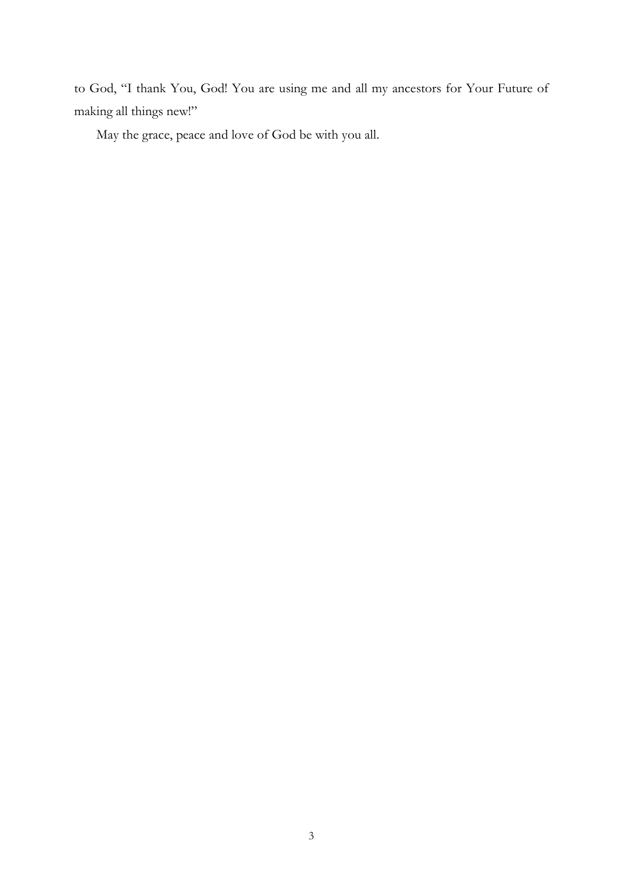to God, "I thank You, God! You are using me and all my ancestors for Your Future of making all things new!"

May the grace, peace and love of God be with you all.